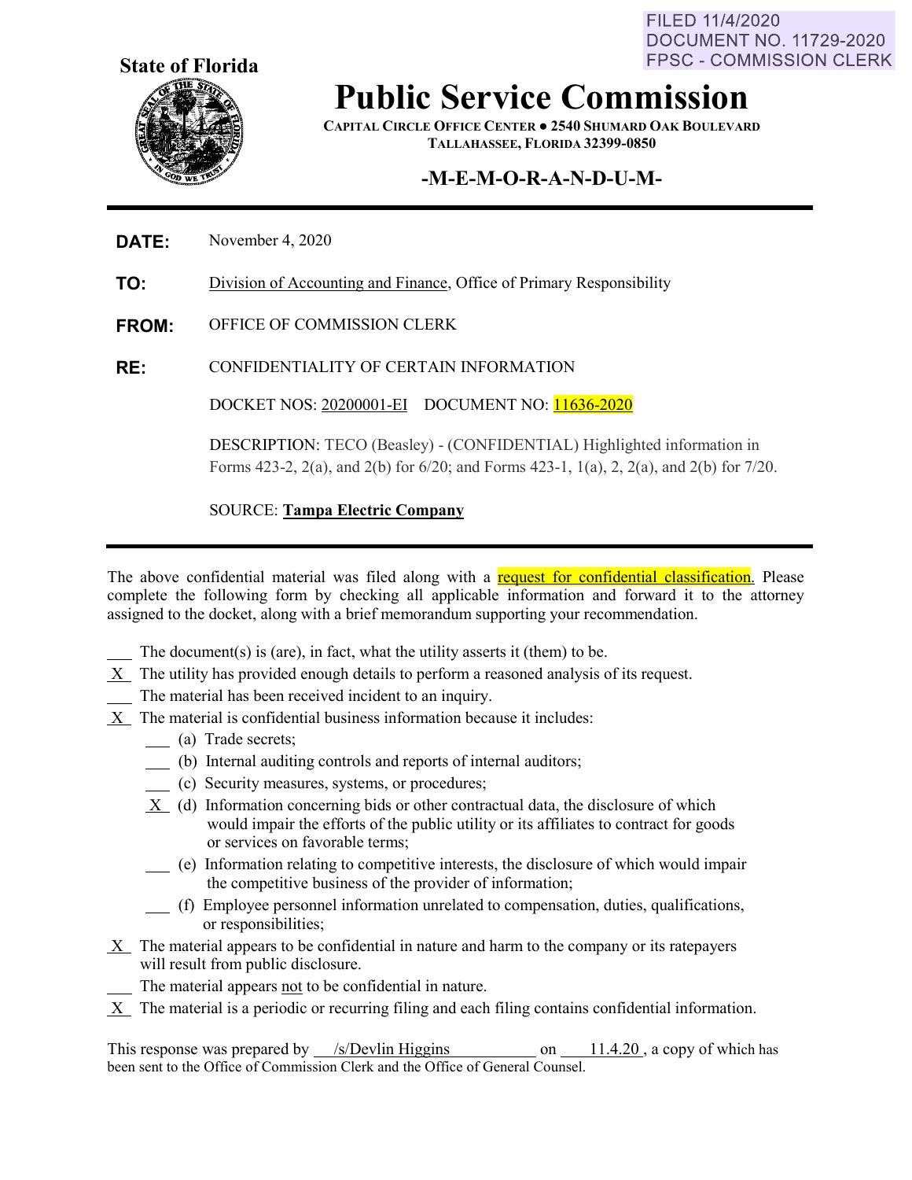FILED 11/4/2020
DOCUMENT NO. 11729-2020
FPSC - COMMISSION CLERK

**State of Florida**

# Public Service Commission

**CAPITAL CIRCLE OFFICE CENTER ● 2540 SHUMARD OAK BOULEVARD**
**TALLAHASSEE, FLORIDA 32399-0850**

## -M-E-M-O-R-A-N-D-U-M-

**DATE:** November 4, 2020

**TO:** Division of Accounting and Finance, Office of Primary Responsibility

**FROM:** OFFICE OF COMMISSION CLERK

**RE:** CONFIDENTIALITY OF CERTAIN INFORMATION

DOCKET NOS: 20200001-EI    DOCUMENT NO: 11636-2020

DESCRIPTION: TECO (Beasley) - (CONFIDENTIAL) Highlighted information in Forms 423-2, 2(a), and 2(b) for 6/20; and Forms 423-1, 1(a), 2, 2(a), and 2(b) for 7/20.

SOURCE: **Tampa Electric Company**

---

The above confidential material was filed along with a request for confidential classification. Please complete the following form by checking all applicable information and forward it to the attorney assigned to the docket, along with a brief memorandum supporting your recommendation.

\_\_\_ The document(s) is (are), in fact, what the utility asserts it (them) to be.
\_X\_ The utility has provided enough details to perform a reasoned analysis of its request.
\_\_\_ The material has been received incident to an inquiry.
\_X\_ The material is confidential business information because it includes:
- \_\_\_ (a) Trade secrets;
- \_\_\_ (b) Internal auditing controls and reports of internal auditors;
- \_\_\_ (c) Security measures, systems, or procedures;
- \_X\_ (d) Information concerning bids or other contractual data, the disclosure of which would impair the efforts of the public utility or its affiliates to contract for goods or services on favorable terms;
- \_\_\_ (e) Information relating to competitive interests, the disclosure of which would impair the competitive business of the provider of information;
- \_\_\_ (f) Employee personnel information unrelated to compensation, duties, qualifications, or responsibilities;

\_X\_ The material appears to be confidential in nature and harm to the company or its ratepayers will result from public disclosure.
\_\_\_ The material appears not to be confidential in nature.
\_X\_ The material is a periodic or recurring filing and each filing contains confidential information.

This response was prepared by /s/Devlin Higgins on 11.4.20, a copy of which has been sent to the Office of Commission Clerk and the Office of General Counsel.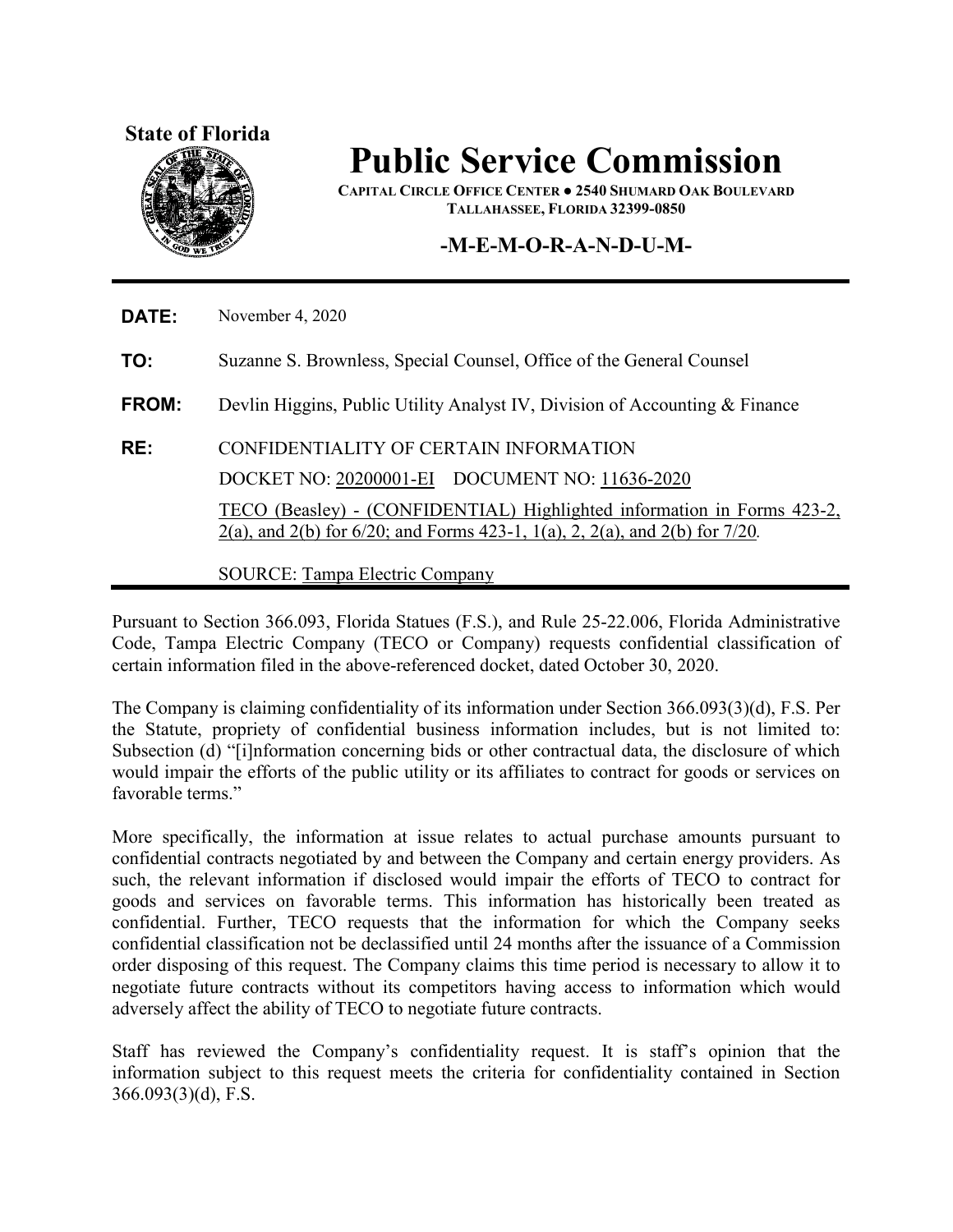**State of Florida**

# Public Service Commission

**CAPITAL CIRCLE OFFICE CENTER ● 2540 SHUMARD OAK BOULEVARD**
**TALLAHASSEE, FLORIDA 32399-0850**

## -M-E-M-O-R-A-N-D-U-M-

**DATE:** November 4, 2020

**TO:** Suzanne S. Brownless, Special Counsel, Office of the General Counsel

**FROM:** Devlin Higgins, Public Utility Analyst IV, Division of Accounting & Finance

**RE:** CONFIDENTIALITY OF CERTAIN INFORMATION
DOCKET NO: 20200001-EI    DOCUMENT NO: 11636-2020
TECO (Beasley) - (CONFIDENTIAL) Highlighted information in Forms 423-2, 2(a), and 2(b) for 6/20; and Forms 423-1, 1(a), 2, 2(a), and 2(b) for 7/20.

SOURCE: Tampa Electric Company

Pursuant to Section 366.093, Florida Statues (F.S.), and Rule 25-22.006, Florida Administrative Code, Tampa Electric Company (TECO or Company) requests confidential classification of certain information filed in the above-referenced docket, dated October 30, 2020.

The Company is claiming confidentiality of its information under Section 366.093(3)(d), F.S. Per the Statute, propriety of confidential business information includes, but is not limited to: Subsection (d) "[i]nformation concerning bids or other contractual data, the disclosure of which would impair the efforts of the public utility or its affiliates to contract for goods or services on favorable terms."

More specifically, the information at issue relates to actual purchase amounts pursuant to confidential contracts negotiated by and between the Company and certain energy providers. As such, the relevant information if disclosed would impair the efforts of TECO to contract for goods and services on favorable terms. This information has historically been treated as confidential. Further, TECO requests that the information for which the Company seeks confidential classification not be declassified until 24 months after the issuance of a Commission order disposing of this request. The Company claims this time period is necessary to allow it to negotiate future contracts without its competitors having access to information which would adversely affect the ability of TECO to negotiate future contracts.

Staff has reviewed the Company's confidentiality request. It is staff's opinion that the information subject to this request meets the criteria for confidentiality contained in Section 366.093(3)(d), F.S.